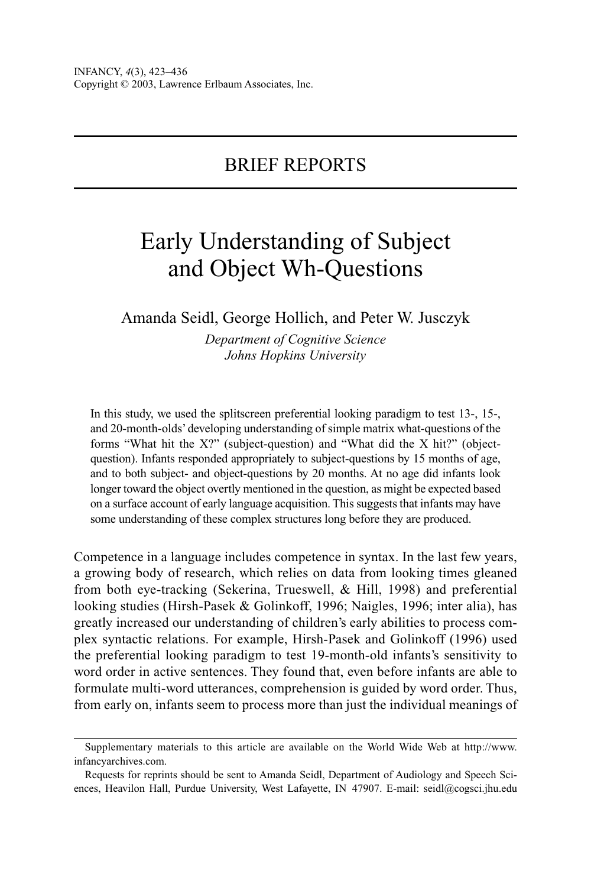INFANCY, *4*(3), 423–436
Copyright © 2003, Lawrence Erlbaum Associates, Inc.

## BRIEF REPORTS

# Early Understanding of Subject and Object Wh-Questions

Amanda Seidl, George Hollich, and Peter W. Jusczyk

*Department of Cognitive Science*
*Johns Hopkins University*

In this study, we used the splitscreen preferential looking paradigm to test 13-, 15-, and 20-month-olds' developing understanding of simple matrix what-questions of the forms "What hit the X?" (subject-question) and "What did the X hit?" (object-question). Infants responded appropriately to subject-questions by 15 months of age, and to both subject- and object-questions by 20 months. At no age did infants look longer toward the object overtly mentioned in the question, as might be expected based on a surface account of early language acquisition. This suggests that infants may have some understanding of these complex structures long before they are produced.

Competence in a language includes competence in syntax. In the last few years, a growing body of research, which relies on data from looking times gleaned from both eye-tracking (Sekerina, Trueswell, & Hill, 1998) and preferential looking studies (Hirsh-Pasek & Golinkoff, 1996; Naigles, 1996; inter alia), has greatly increased our understanding of children's early abilities to process complex syntactic relations. For example, Hirsh-Pasek and Golinkoff (1996) used the preferential looking paradigm to test 19-month-old infants's sensitivity to word order in active sentences. They found that, even before infants are able to formulate multi-word utterances, comprehension is guided by word order. Thus, from early on, infants seem to process more than just the individual meanings of

---

Supplementary materials to this article are available on the World Wide Web at http://www.infancyarchives.com.

Requests for reprints should be sent to Amanda Seidl, Department of Audiology and Speech Sciences, Heavilon Hall, Purdue University, West Lafayette, IN 47907. E-mail: seidl@cogsci.jhu.edu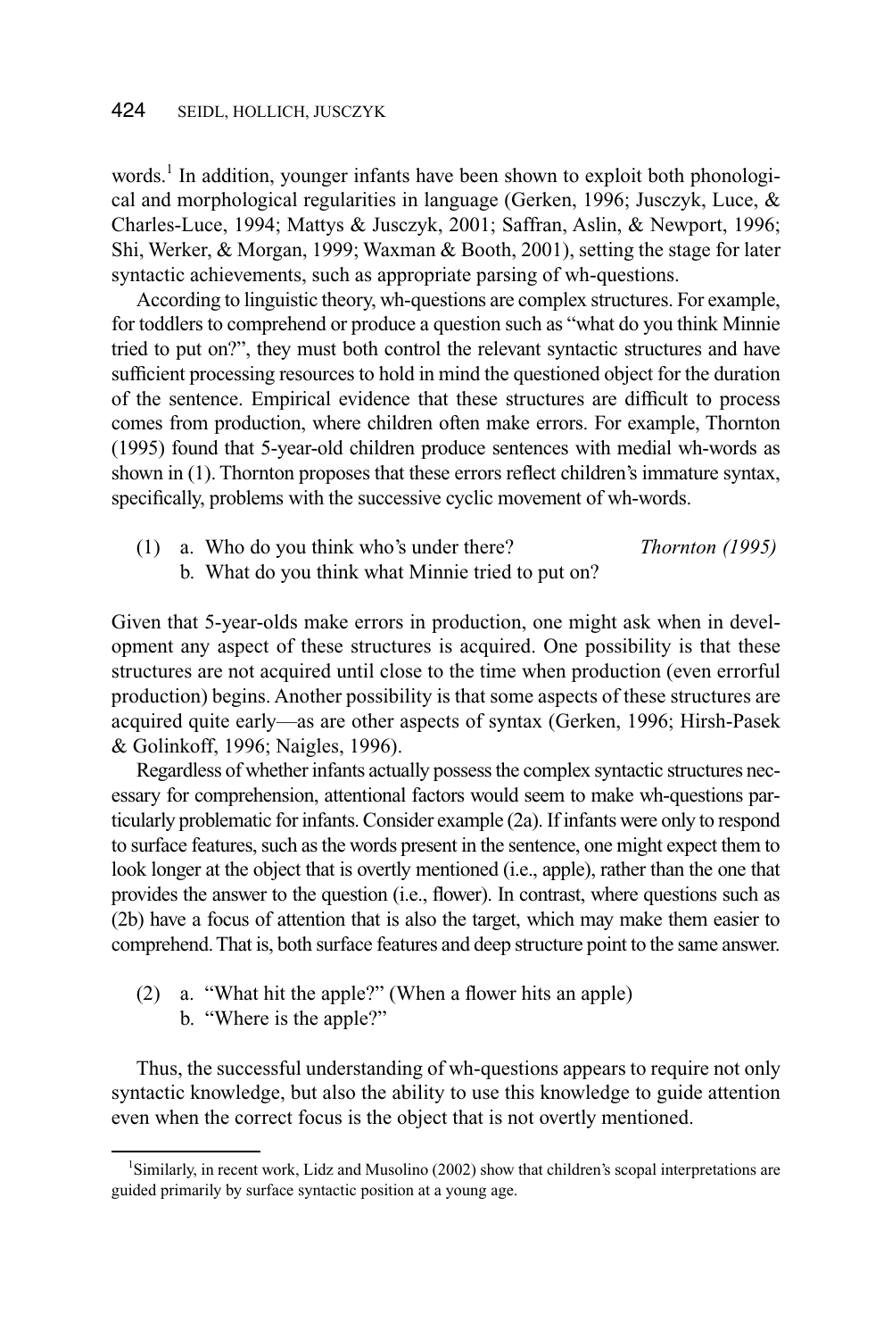words.[1] In addition, younger infants have been shown to exploit both phonological and morphological regularities in language (Gerken, 1996; Jusczyk, Luce, & Charles-Luce, 1994; Mattys & Jusczyk, 2001; Saffran, Aslin, & Newport, 1996; Shi, Werker, & Morgan, 1999; Waxman & Booth, 2001), setting the stage for later syntactic achievements, such as appropriate parsing of wh-questions.

According to linguistic theory, wh-questions are complex structures. For example, for toddlers to comprehend or produce a question such as "what do you think Minnie tried to put on?", they must both control the relevant syntactic structures and have sufficient processing resources to hold in mind the questioned object for the duration of the sentence. Empirical evidence that these structures are difficult to process comes from production, where children often make errors. For example, Thornton (1995) found that 5-year-old children produce sentences with medial wh-words as shown in (1). Thornton proposes that these errors reflect children's immature syntax, specifically, problems with the successive cyclic movement of wh-words.

(1) a. Who do you think who's under there? *Thornton (1995)*
 b. What do you think what Minnie tried to put on?

Given that 5-year-olds make errors in production, one might ask when in development any aspect of these structures is acquired. One possibility is that these structures are not acquired until close to the time when production (even errorful production) begins. Another possibility is that some aspects of these structures are acquired quite early—as are other aspects of syntax (Gerken, 1996; Hirsh-Pasek & Golinkoff, 1996; Naigles, 1996).

Regardless of whether infants actually possess the complex syntactic structures necessary for comprehension, attentional factors would seem to make wh-questions particularly problematic for infants. Consider example (2a). If infants were only to respond to surface features, such as the words present in the sentence, one might expect them to look longer at the object that is overtly mentioned (i.e., apple), rather than the one that provides the answer to the question (i.e., flower). In contrast, where questions such as (2b) have a focus of attention that is also the target, which may make them easier to comprehend. That is, both surface features and deep structure point to the same answer.

(2) a. "What hit the apple?" (When a flower hits an apple)
 b. "Where is the apple?"

Thus, the successful understanding of wh-questions appears to require not only syntactic knowledge, but also the ability to use this knowledge to guide attention even when the correct focus is the object that is not overtly mentioned.

[1] Similarly, in recent work, Lidz and Musolino (2002) show that children's scopal interpretations are guided primarily by surface syntactic position at a young age.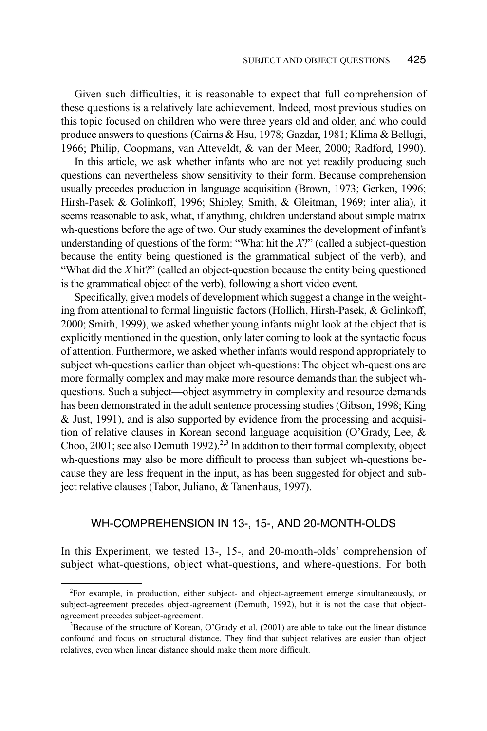Given such difficulties, it is reasonable to expect that full comprehension of these questions is a relatively late achievement. Indeed, most previous studies on this topic focused on children who were three years old and older, and who could produce answers to questions (Cairns & Hsu, 1978; Gazdar, 1981; Klima & Bellugi, 1966; Philip, Coopmans, van Atteveldt, & van der Meer, 2000; Radford, 1990).

In this article, we ask whether infants who are not yet readily producing such questions can nevertheless show sensitivity to their form. Because comprehension usually precedes production in language acquisition (Brown, 1973; Gerken, 1996; Hirsh-Pasek & Golinkoff, 1996; Shipley, Smith, & Gleitman, 1969; inter alia), it seems reasonable to ask, what, if anything, children understand about simple matrix wh-questions before the age of two. Our study examines the development of infant's understanding of questions of the form: "What hit the *X*?" (called a subject-question because the entity being questioned is the grammatical subject of the verb), and "What did the *X* hit?" (called an object-question because the entity being questioned is the grammatical object of the verb), following a short video event.

Specifically, given models of development which suggest a change in the weighting from attentional to formal linguistic factors (Hollich, Hirsh-Pasek, & Golinkoff, 2000; Smith, 1999), we asked whether young infants might look at the object that is explicitly mentioned in the question, only later coming to look at the syntactic focus of attention. Furthermore, we asked whether infants would respond appropriately to subject wh-questions earlier than object wh-questions: The object wh-questions are more formally complex and may make more resource demands than the subject wh-questions. Such a subject—object asymmetry in complexity and resource demands has been demonstrated in the adult sentence processing studies (Gibson, 1998; King & Just, 1991), and is also supported by evidence from the processing and acquisition of relative clauses in Korean second language acquisition (O'Grady, Lee, & Choo, 2001; see also Demuth 1992).[2,3] In addition to their formal complexity, object wh-questions may also be more difficult to process than subject wh-questions because they are less frequent in the input, as has been suggested for object and subject relative clauses (Tabor, Juliano, & Tanenhaus, 1997).

## WH-COMPREHENSION IN 13-, 15-, AND 20-MONTH-OLDS

In this Experiment, we tested 13-, 15-, and 20-month-olds' comprehension of subject what-questions, object what-questions, and where-questions. For both

---

[2]For example, in production, either subject- and object-agreement emerge simultaneously, or subject-agreement precedes object-agreement (Demuth, 1992), but it is not the case that object-agreement precedes subject-agreement.

[3]Because of the structure of Korean, O'Grady et al. (2001) are able to take out the linear distance confound and focus on structural distance. They find that subject relatives are easier than object relatives, even when linear distance should make them more difficult.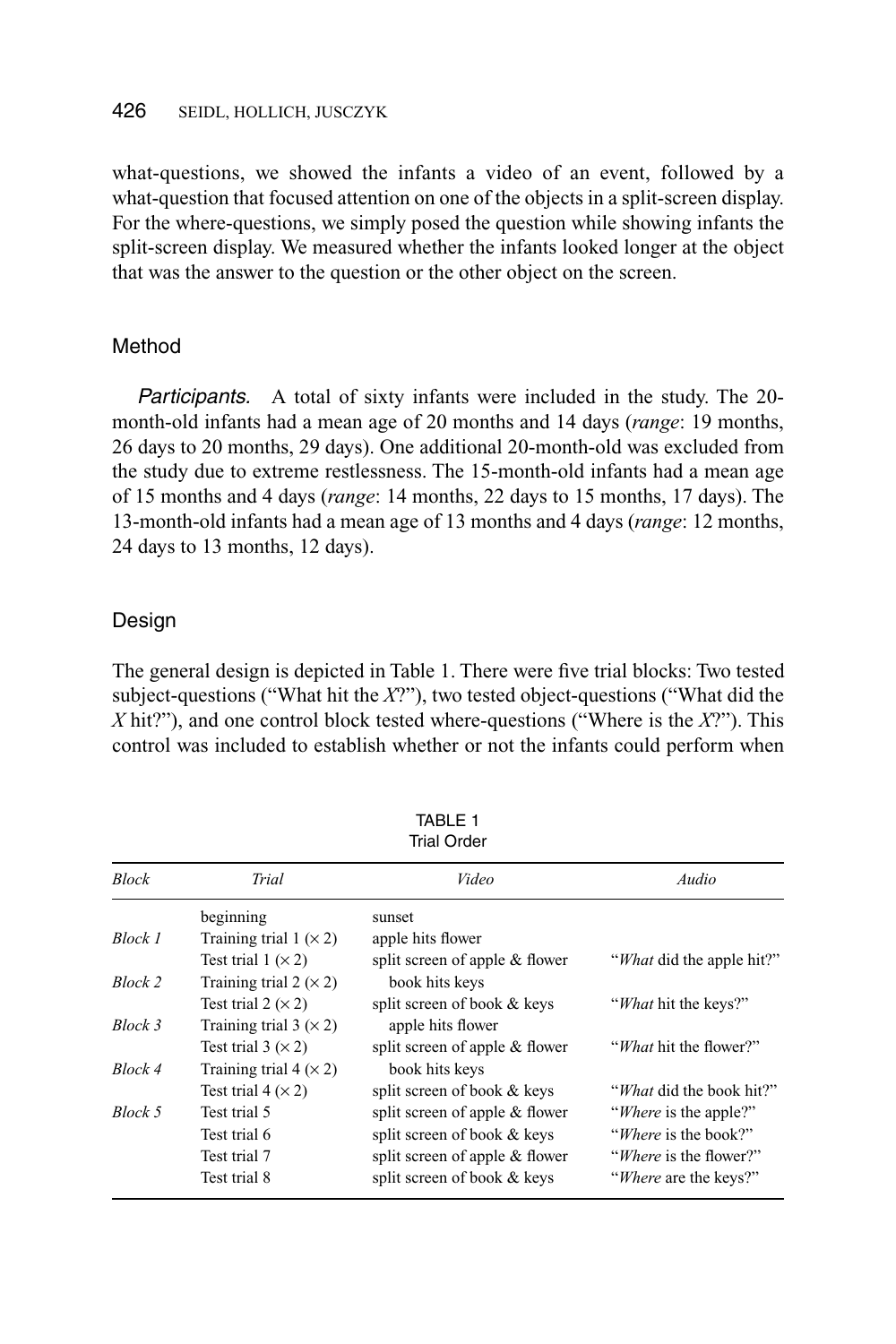what-questions, we showed the infants a video of an event, followed by a what-question that focused attention on one of the objects in a split-screen display. For the where-questions, we simply posed the question while showing infants the split-screen display. We measured whether the infants looked longer at the object that was the answer to the question or the other object on the screen.

## Method

*Participants.* A total of sixty infants were included in the study. The 20-month-old infants had a mean age of 20 months and 14 days (*range*: 19 months, 26 days to 20 months, 29 days). One additional 20-month-old was excluded from the study due to extreme restlessness. The 15-month-old infants had a mean age of 15 months and 4 days (*range*: 14 months, 22 days to 15 months, 17 days). The 13-month-old infants had a mean age of 13 months and 4 days (*range*: 12 months, 24 days to 13 months, 12 days).

## Design

The general design is depicted in Table 1. There were five trial blocks: Two tested subject-questions ("What hit the *X*?"), two tested object-questions ("What did the *X* hit?"), and one control block tested where-questions ("Where is the *X*?"). This control was included to establish whether or not the infants could perform when

TABLE 1
Trial Order

| *Block* | *Trial* | *Video* | *Audio* |
|---|---|---|---|
| | beginning | sunset | |
| *Block 1* | Training trial 1 (× 2) | apple hits flower | |
| | Test trial 1 (× 2) | split screen of apple & flower | "*What* did the apple hit?" |
| *Block 2* | Training trial 2 (× 2) | book hits keys | |
| | Test trial 2 (× 2) | split screen of book & keys | "*What* hit the keys?" |
| *Block 3* | Training trial 3 (× 2) | apple hits flower | |
| | Test trial 3 (× 2) | split screen of apple & flower | "*What* hit the flower?" |
| *Block 4* | Training trial 4 (× 2) | book hits keys | |
| | Test trial 4 (× 2) | split screen of book & keys | "*What* did the book hit?" |
| *Block 5* | Test trial 5 | split screen of apple & flower | "*Where* is the apple?" |
| | Test trial 6 | split screen of book & keys | "*Where* is the book?" |
| | Test trial 7 | split screen of apple & flower | "*Where* is the flower?" |
| | Test trial 8 | split screen of book & keys | "*Where* are the keys?" |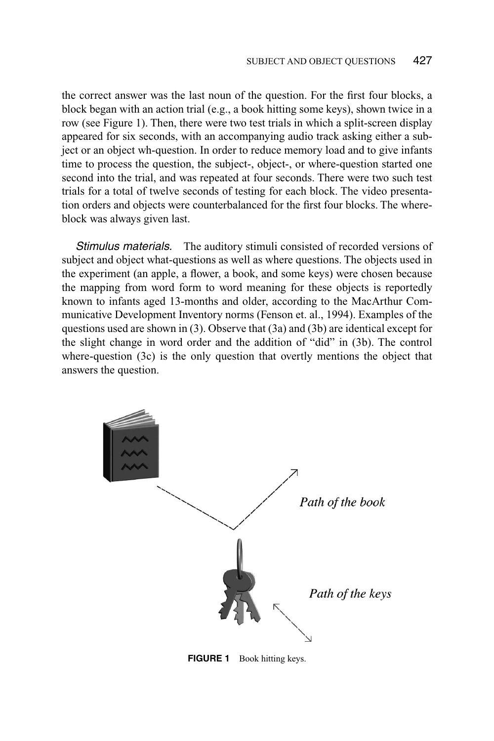the correct answer was the last noun of the question. For the first four blocks, a block began with an action trial (e.g., a book hitting some keys), shown twice in a row (see Figure 1). Then, there were two test trials in which a split-screen display appeared for six seconds, with an accompanying audio track asking either a subject or an object wh-question. In order to reduce memory load and to give infants time to process the question, the subject-, object-, or where-question started one second into the trial, and was repeated at four seconds. There were two such test trials for a total of twelve seconds of testing for each block. The video presentation orders and objects were counterbalanced for the first four blocks. The where-block was always given last.

*Stimulus materials.* The auditory stimuli consisted of recorded versions of subject and object what-questions as well as where questions. The objects used in the experiment (an apple, a flower, a book, and some keys) were chosen because the mapping from word form to word meaning for these objects is reportedly known to infants aged 13-months and older, according to the MacArthur Communicative Development Inventory norms (Fenson et. al., 1994). Examples of the questions used are shown in (3). Observe that (3a) and (3b) are identical except for the slight change in word order and the addition of "did" in (3b). The control where-question (3c) is the only question that overtly mentions the object that answers the question.

*Path of the book*

*Path of the keys*

**FIGURE 1** Book hitting keys.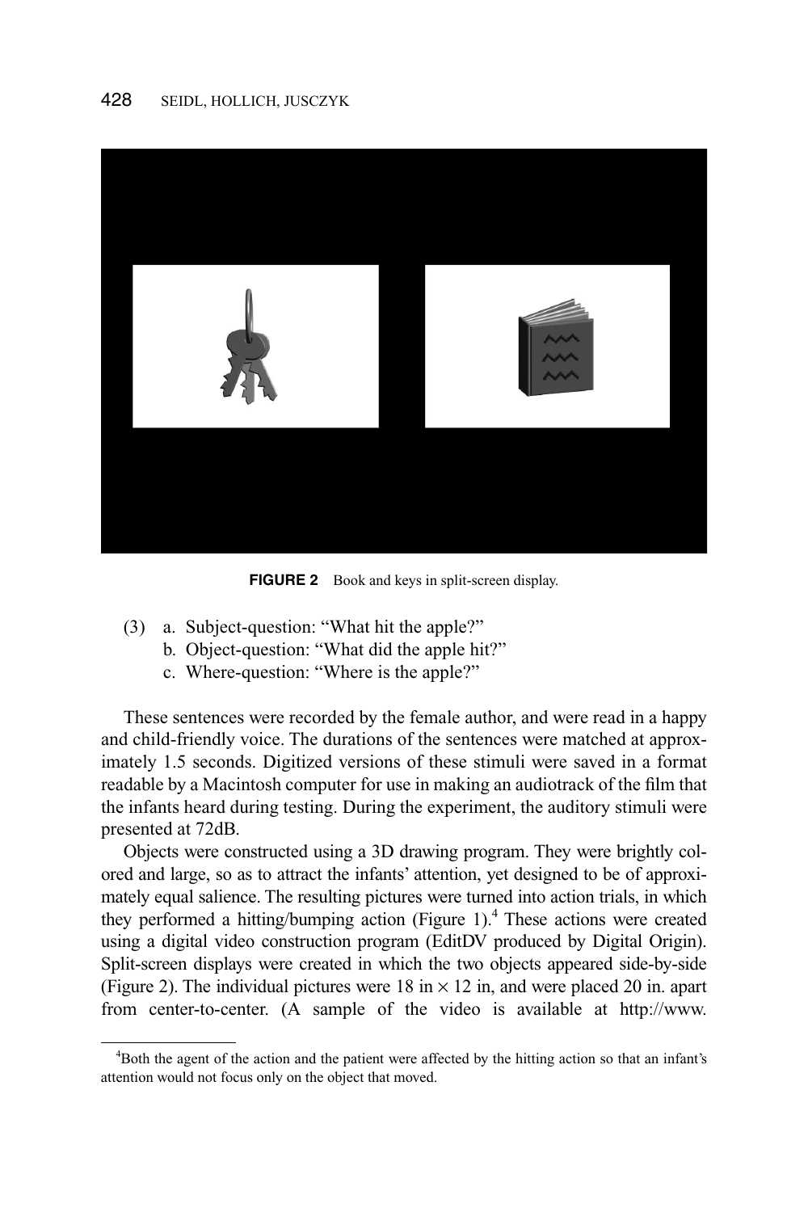FIGURE 2 Book and keys in split-screen display.

(3) a. Subject-question: “What hit the apple?”
    b. Object-question: “What did the apple hit?”
    c. Where-question: “Where is the apple?”

These sentences were recorded by the female author, and were read in a happy and child-friendly voice. The durations of the sentences were matched at approximately 1.5 seconds. Digitized versions of these stimuli were saved in a format readable by a Macintosh computer for use in making an audiotrack of the film that the infants heard during testing. During the experiment, the auditory stimuli were presented at 72dB.

Objects were constructed using a 3D drawing program. They were brightly colored and large, so as to attract the infants’ attention, yet designed to be of approximately equal salience. The resulting pictures were turned into action trials, in which they performed a hitting/bumping action (Figure 1).[4] These actions were created using a digital video construction program (EditDV produced by Digital Origin). Split-screen displays were created in which the two objects appeared side-by-side (Figure 2). The individual pictures were 18 in × 12 in, and were placed 20 in. apart from center-to-center. (A sample of the video is available at http://www.

[4]Both the agent of the action and the patient were affected by the hitting action so that an infant’s attention would not focus only on the object that moved.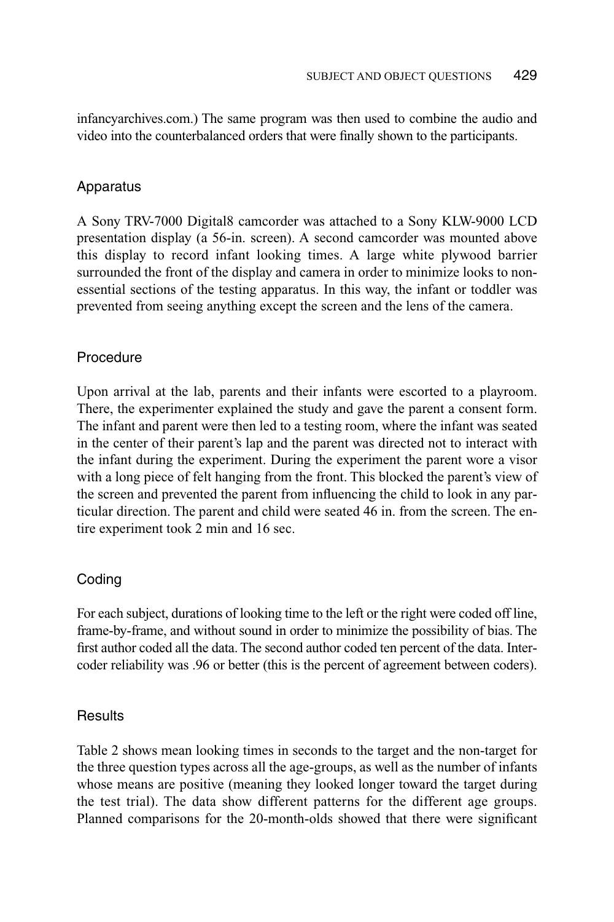infancyarchives.com.) The same program was then used to combine the audio and video into the counterbalanced orders that were finally shown to the participants.

## Apparatus

A Sony TRV-7000 Digital8 camcorder was attached to a Sony KLW-9000 LCD presentation display (a 56-in. screen). A second camcorder was mounted above this display to record infant looking times. A large white plywood barrier surrounded the front of the display and camera in order to minimize looks to nonessential sections of the testing apparatus. In this way, the infant or toddler was prevented from seeing anything except the screen and the lens of the camera.

## Procedure

Upon arrival at the lab, parents and their infants were escorted to a playroom. There, the experimenter explained the study and gave the parent a consent form. The infant and parent were then led to a testing room, where the infant was seated in the center of their parent's lap and the parent was directed not to interact with the infant during the experiment. During the experiment the parent wore a visor with a long piece of felt hanging from the front. This blocked the parent's view of the screen and prevented the parent from influencing the child to look in any particular direction. The parent and child were seated 46 in. from the screen. The entire experiment took 2 min and 16 sec.

## Coding

For each subject, durations of looking time to the left or the right were coded off line, frame-by-frame, and without sound in order to minimize the possibility of bias. The first author coded all the data. The second author coded ten percent of the data. Intercoder reliability was .96 or better (this is the percent of agreement between coders).

## Results

Table 2 shows mean looking times in seconds to the target and the non-target for the three question types across all the age-groups, as well as the number of infants whose means are positive (meaning they looked longer toward the target during the test trial). The data show different patterns for the different age groups. Planned comparisons for the 20-month-olds showed that there were significant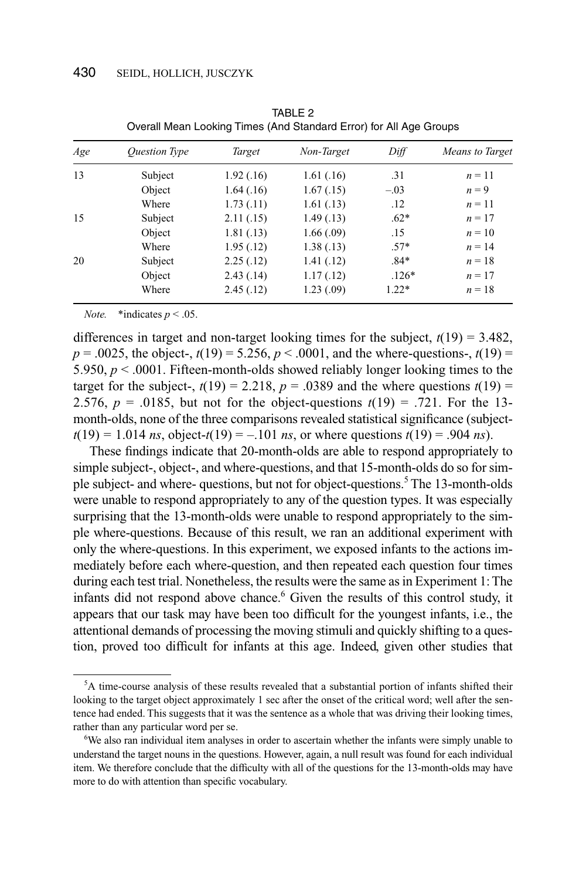TABLE 2
Overall Mean Looking Times (And Standard Error) for All Age Groups

| *Age* | *Question Type* | *Target* | *Non-Target* | *Diff* | *Means to Target* |
|---|---|---|---|---|---|
| 13 | Subject | 1.92 (.16) | 1.61 (.16) | .31 | $n = 11$ |
| | Object | 1.64 (.16) | 1.67 (.15) | –.03 | $n = 9$ |
| | Where | 1.73 (.11) | 1.61 (.13) | .12 | $n = 11$ |
| 15 | Subject | 2.11 (.15) | 1.49 (.13) | .62* | $n = 17$ |
| | Object | 1.81 (.13) | 1.66 (.09) | .15 | $n = 10$ |
| | Where | 1.95 (.12) | 1.38 (.13) | .57* | $n = 14$ |
| 20 | Subject | 2.25 (.12) | 1.41 (.12) | .84* | $n = 18$ |
| | Object | 2.43 (.14) | 1.17 (.12) | .126* | $n = 17$ |
| | Where | 2.45 (.12) | 1.23 (.09) | 1.22* | $n = 18$ |

*Note.* *indicates $p < .05$.

differences in target and non-target looking times for the subject, $t(19) = 3.482$, $p = .0025$, the object-, $t(19) = 5.256$, $p < .0001$, and the where-questions-, $t(19) = 5.950$, $p < .0001$. Fifteen-month-olds showed reliably longer looking times to the target for the subject-, $t(19) = 2.218$, $p = .0389$ and the where questions $t(19) = 2.576$, $p = .0185$, but not for the object-questions $t(19) = .721$. For the 13-month-olds, none of the three comparisons revealed statistical significance (subject-$t(19) = 1.014$ *ns*, object-$t(19) = -.101$ *ns*, or where questions $t(19) = .904$ *ns*).

These findings indicate that 20-month-olds are able to respond appropriately to simple subject-, object-, and where-questions, and that 15-month-olds do so for simple subject- and where- questions, but not for object-questions.[5] The 13-month-olds were unable to respond appropriately to any of the question types. It was especially surprising that the 13-month-olds were unable to respond appropriately to the simple where-questions. Because of this result, we ran an additional experiment with only the where-questions. In this experiment, we exposed infants to the actions immediately before each where-question, and then repeated each question four times during each test trial. Nonetheless, the results were the same as in Experiment 1: The infants did not respond above chance.[6] Given the results of this control study, it appears that our task may have been too difficult for the youngest infants, i.e., the attentional demands of processing the moving stimuli and quickly shifting to a question, proved too difficult for infants at this age. Indeed, given other studies that

[5]A time-course analysis of these results revealed that a substantial portion of infants shifted their looking to the target object approximately 1 sec after the onset of the critical word; well after the sentence had ended. This suggests that it was the sentence as a whole that was driving their looking times, rather than any particular word per se.

[6]We also ran individual item analyses in order to ascertain whether the infants were simply unable to understand the target nouns in the questions. However, again, a null result was found for each individual item. We therefore conclude that the difficulty with all of the questions for the 13-month-olds may have more to do with attention than specific vocabulary.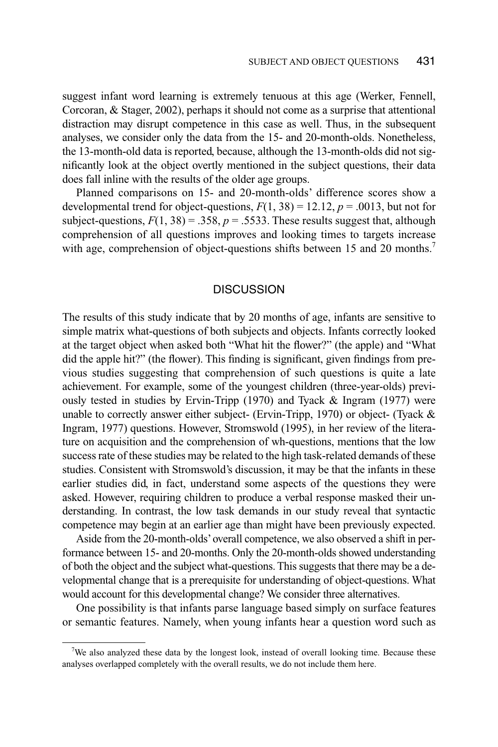suggest infant word learning is extremely tenuous at this age (Werker, Fennell, Corcoran, & Stager, 2002), perhaps it should not come as a surprise that attentional distraction may disrupt competence in this case as well. Thus, in the subsequent analyses, we consider only the data from the 15- and 20-month-olds. Nonetheless, the 13-month-old data is reported, because, although the 13-month-olds did not significantly look at the object overtly mentioned in the subject questions, their data does fall inline with the results of the older age groups.

Planned comparisons on 15- and 20-month-olds' difference scores show a developmental trend for object-questions, $F(1, 38) = 12.12$, $p = .0013$, but not for subject-questions, $F(1, 38) = .358$, $p = .5533$. These results suggest that, although comprehension of all questions improves and looking times to targets increase with age, comprehension of object-questions shifts between 15 and 20 months.[7]

## DISCUSSION

The results of this study indicate that by 20 months of age, infants are sensitive to simple matrix what-questions of both subjects and objects. Infants correctly looked at the target object when asked both "What hit the flower?" (the apple) and "What did the apple hit?" (the flower). This finding is significant, given findings from previous studies suggesting that comprehension of such questions is quite a late achievement. For example, some of the youngest children (three-year-olds) previously tested in studies by Ervin-Tripp (1970) and Tyack & Ingram (1977) were unable to correctly answer either subject- (Ervin-Tripp, 1970) or object- (Tyack & Ingram, 1977) questions. However, Stromswold (1995), in her review of the literature on acquisition and the comprehension of wh-questions, mentions that the low success rate of these studies may be related to the high task-related demands of these studies. Consistent with Stromswold's discussion, it may be that the infants in these earlier studies did, in fact, understand some aspects of the questions they were asked. However, requiring children to produce a verbal response masked their understanding. In contrast, the low task demands in our study reveal that syntactic competence may begin at an earlier age than might have been previously expected.

Aside from the 20-month-olds' overall competence, we also observed a shift in performance between 15- and 20-months. Only the 20-month-olds showed understanding of both the object and the subject what-questions. This suggests that there may be a developmental change that is a prerequisite for understanding of object-questions. What would account for this developmental change? We consider three alternatives.

One possibility is that infants parse language based simply on surface features or semantic features. Namely, when young infants hear a question word such as

---

[7]We also analyzed these data by the longest look, instead of overall looking time. Because these analyses overlapped completely with the overall results, we do not include them here.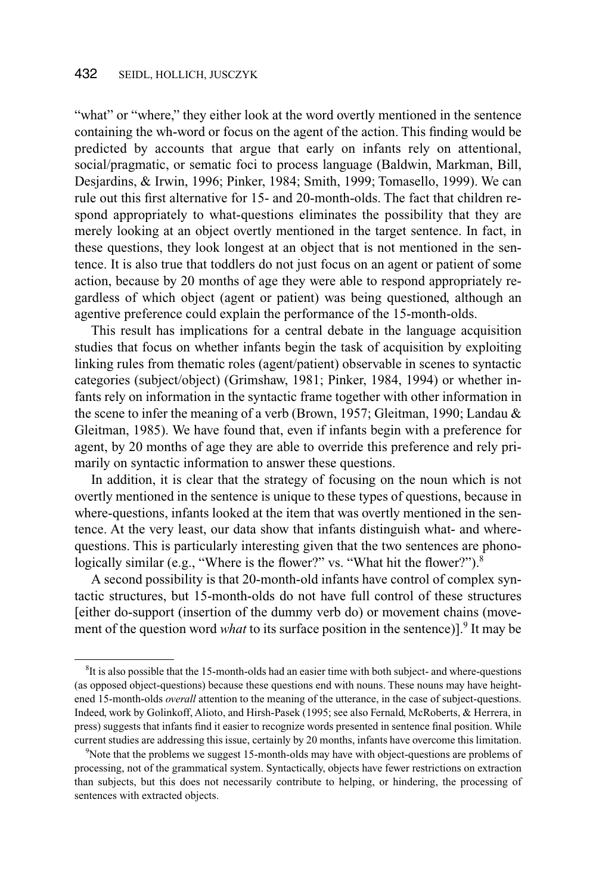"what" or "where," they either look at the word overtly mentioned in the sentence containing the wh-word or focus on the agent of the action. This finding would be predicted by accounts that argue that early on infants rely on attentional, social/pragmatic, or sematic foci to process language (Baldwin, Markman, Bill, Desjardins, & Irwin, 1996; Pinker, 1984; Smith, 1999; Tomasello, 1999). We can rule out this first alternative for 15- and 20-month-olds. The fact that children respond appropriately to what-questions eliminates the possibility that they are merely looking at an object overtly mentioned in the target sentence. In fact, in these questions, they look longest at an object that is not mentioned in the sentence. It is also true that toddlers do not just focus on an agent or patient of some action, because by 20 months of age they were able to respond appropriately regardless of which object (agent or patient) was being questioned, although an agentive preference could explain the performance of the 15-month-olds.

This result has implications for a central debate in the language acquisition studies that focus on whether infants begin the task of acquisition by exploiting linking rules from thematic roles (agent/patient) observable in scenes to syntactic categories (subject/object) (Grimshaw, 1981; Pinker, 1984, 1994) or whether infants rely on information in the syntactic frame together with other information in the scene to infer the meaning of a verb (Brown, 1957; Gleitman, 1990; Landau & Gleitman, 1985). We have found that, even if infants begin with a preference for agent, by 20 months of age they are able to override this preference and rely primarily on syntactic information to answer these questions.

In addition, it is clear that the strategy of focusing on the noun which is not overtly mentioned in the sentence is unique to these types of questions, because in where-questions, infants looked at the item that was overtly mentioned in the sentence. At the very least, our data show that infants distinguish what- and where-questions. This is particularly interesting given that the two sentences are phonologically similar (e.g., "Where is the flower?" vs. "What hit the flower?").[8]

A second possibility is that 20-month-old infants have control of complex syntactic structures, but 15-month-olds do not have full control of these structures [either do-support (insertion of the dummy verb do) or movement chains (movement of the question word *what* to its surface position in the sentence)].[9] It may be

[8]It is also possible that the 15-month-olds had an easier time with both subject- and where-questions (as opposed object-questions) because these questions end with nouns. These nouns may have heightened 15-month-olds *overall* attention to the meaning of the utterance, in the case of subject-questions. Indeed, work by Golinkoff, Alioto, and Hirsh-Pasek (1995; see also Fernald, McRoberts, & Herrera, in press) suggests that infants find it easier to recognize words presented in sentence final position. While current studies are addressing this issue, certainly by 20 months, infants have overcome this limitation.

[9]Note that the problems we suggest 15-month-olds may have with object-questions are problems of processing, not of the grammatical system. Syntactically, objects have fewer restrictions on extraction than subjects, but this does not necessarily contribute to helping, or hindering, the processing of sentences with extracted objects.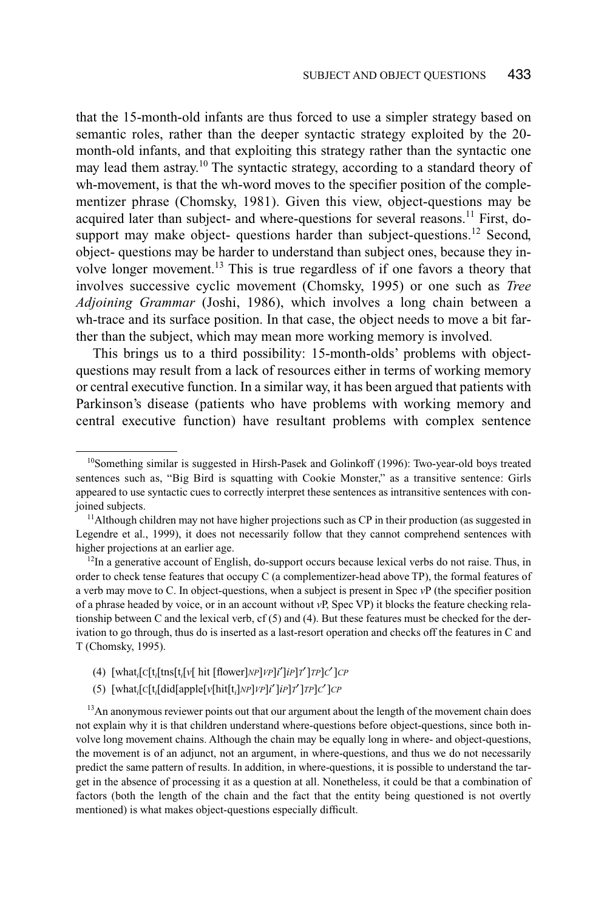that the 15-month-old infants are thus forced to use a simpler strategy based on semantic roles, rather than the deeper syntactic strategy exploited by the 20-month-old infants, and that exploiting this strategy rather than the syntactic one may lead them astray.[10] The syntactic strategy, according to a standard theory of wh-movement, is that the wh-word moves to the specifier position of the complementizer phrase (Chomsky, 1981). Given this view, object-questions may be acquired later than subject- and where-questions for several reasons.[11] First, do-support may make object- questions harder than subject-questions.[12] Second, object- questions may be harder to understand than subject ones, because they involve longer movement.[13] This is true regardless of if one favors a theory that involves successive cyclic movement (Chomsky, 1995) or one such as *Tree Adjoining Grammar* (Joshi, 1986), which involves a long chain between a wh-trace and its surface position. In that case, the object needs to move a bit farther than the subject, which may mean more working memory is involved.

This brings us to a third possibility: 15-month-olds' problems with object-questions may result from a lack of resources either in terms of working memory or central executive function. In a similar way, it has been argued that patients with Parkinson's disease (patients who have problems with working memory and central executive function) have resultant problems with complex sentence

---

[10]Something similar is suggested in Hirsh-Pasek and Golinkoff (1996): Two-year-old boys treated sentences such as, "Big Bird is squatting with Cookie Monster," as a transitive sentence: Girls appeared to use syntactic cues to correctly interpret these sentences as intransitive sentences with conjoined subjects.

[11]Although children may not have higher projections such as CP in their production (as suggested in Legendre et al., 1999), it does not necessarily follow that they cannot comprehend sentences with higher projections at an earlier age.

[12]In a generative account of English, do-support occurs because lexical verbs do not raise. Thus, in order to check tense features that occupy C (a complementizer-head above TP), the formal features of a verb may move to C. In object-questions, when a subject is present in Spec *v*P (the specifier position of a phrase headed by voice, or in an account without *v*P, Spec VP) it blocks the feature checking relationship between C and the lexical verb, cf (5) and (4). But these features must be checked for the derivation to go through, thus do is inserted as a last-resort operation and checks off the features in C and T (Chomsky, 1995).

(4) [what$_i$[$_C$[t$_i$[tns[t$_i$[$v$[ hit [flower]$_{NP}$]$_{VP}$]$i'$]$_{iP}$]$T'$]$_{TP}$]$C'$]$_{CP}$

(5) [what$_i$[$_C$[t$_i$[did[apple[$v$[hit[t$_i$]$_{NP}$]$_{VP}$]$i'$]$_{iP}$]$T'$]$_{TP}$]$C'$]$_{CP}$

[13]An anonymous reviewer points out that our argument about the length of the movement chain does not explain why it is that children understand where-questions before object-questions, since both involve long movement chains. Although the chain may be equally long in where- and object-questions, the movement is of an adjunct, not an argument, in where-questions, and thus we do not necessarily predict the same pattern of results. In addition, in where-questions, it is possible to understand the target in the absence of processing it as a question at all. Nonetheless, it could be that a combination of factors (both the length of the chain and the fact that the entity being questioned is not overtly mentioned) is what makes object-questions especially difficult.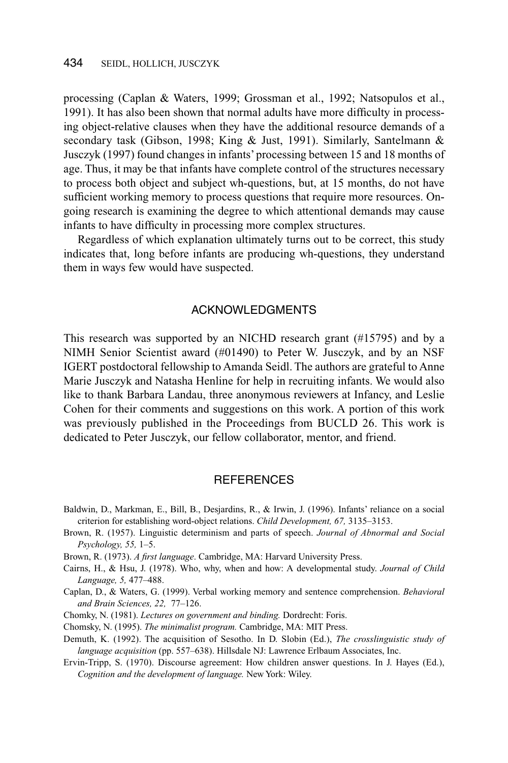processing (Caplan & Waters, 1999; Grossman et al., 1992; Natsopulos et al., 1991). It has also been shown that normal adults have more difficulty in processing object-relative clauses when they have the additional resource demands of a secondary task (Gibson, 1998; King & Just, 1991). Similarly, Santelmann & Jusczyk (1997) found changes in infants' processing between 15 and 18 months of age. Thus, it may be that infants have complete control of the structures necessary to process both object and subject wh-questions, but, at 15 months, do not have sufficient working memory to process questions that require more resources. Ongoing research is examining the degree to which attentional demands may cause infants to have difficulty in processing more complex structures.

Regardless of which explanation ultimately turns out to be correct, this study indicates that, long before infants are producing wh-questions, they understand them in ways few would have suspected.

## ACKNOWLEDGMENTS

This research was supported by an NICHD research grant (#15795) and by a NIMH Senior Scientist award (#01490) to Peter W. Jusczyk, and by an NSF IGERT postdoctoral fellowship to Amanda Seidl. The authors are grateful to Anne Marie Jusczyk and Natasha Henline for help in recruiting infants. We would also like to thank Barbara Landau, three anonymous reviewers at Infancy, and Leslie Cohen for their comments and suggestions on this work. A portion of this work was previously published in the Proceedings from BUCLD 26. This work is dedicated to Peter Jusczyk, our fellow collaborator, mentor, and friend.

## REFERENCES

Baldwin, D., Markman, E., Bill, B., Desjardins, R., & Irwin, J. (1996). Infants' reliance on a social criterion for establishing word-object relations. *Child Development, 67,* 3135–3153.

Brown, R. (1957). Linguistic determinism and parts of speech. *Journal of Abnormal and Social Psychology, 55,* 1–5.

Brown, R. (1973). *A first language*. Cambridge, MA: Harvard University Press.

Cairns, H., & Hsu, J. (1978). Who, why, when and how: A developmental study. *Journal of Child Language, 5,* 477–488.

Caplan, D., & Waters, G. (1999). Verbal working memory and sentence comprehension. *Behavioral and Brain Sciences, 22,* 77–126.

Chomky, N. (1981). *Lectures on government and binding.* Dordrecht: Foris.

Chomsky, N. (1995). *The minimalist program.* Cambridge, MA: MIT Press.

Demuth, K. (1992). The acquisition of Sesotho. In D. Slobin (Ed.), *The crosslinguistic study of language acquisition* (pp. 557–638). Hillsdale NJ: Lawrence Erlbaum Associates, Inc.

Ervin-Tripp, S. (1970). Discourse agreement: How children answer questions. In J. Hayes (Ed.), *Cognition and the development of language.* New York: Wiley.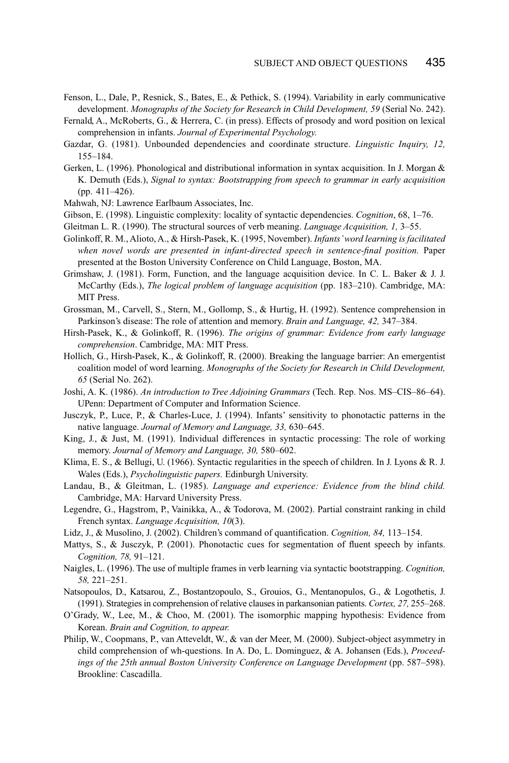Fenson, L., Dale, P., Resnick, S., Bates, E., & Pethick, S. (1994). Variability in early communicative development. *Monographs of the Society for Research in Child Development, 59* (Serial No. 242).

Fernald, A., McRoberts, G., & Herrera, C. (in press). Effects of prosody and word position on lexical comprehension in infants. *Journal of Experimental Psychology.*

Gazdar, G. (1981). Unbounded dependencies and coordinate structure. *Linguistic Inquiry, 12,* 155–184.

Gerken, L. (1996). Phonological and distributional information in syntax acquisition. In J. Morgan & K. Demuth (Eds.), *Signal to syntax: Bootstrapping from speech to grammar in early acquisition* (pp. 411–426).

Mahwah, NJ: Lawrence Earlbaum Associates, Inc.

Gibson, E. (1998). Linguistic complexity: locality of syntactic dependencies. *Cognition*, 68, 1–76.

Gleitman L. R. (1990). The structural sources of verb meaning. *Language Acquisition, 1,* 3–55.

Golinkoff, R. M., Alioto, A., & Hirsh-Pasek, K. (1995, November). *Infants' word learning is facilitated when novel words are presented in infant-directed speech in sentence-final position.* Paper presented at the Boston University Conference on Child Language, Boston, MA.

Grimshaw, J. (1981). Form, Function, and the language acquisition device. In C. L. Baker & J. J. McCarthy (Eds.), *The logical problem of language acquisition* (pp. 183–210). Cambridge, MA: MIT Press.

Grossman, M., Carvell, S., Stern, M., Gollomp, S., & Hurtig, H. (1992). Sentence comprehension in Parkinson's disease: The role of attention and memory. *Brain and Language, 42,* 347–384.

Hirsh-Pasek, K., & Golinkoff, R. (1996). *The origins of grammar: Evidence from early language comprehension*. Cambridge, MA: MIT Press.

Hollich, G., Hirsh-Pasek, K., & Golinkoff, R. (2000). Breaking the language barrier: An emergentist coalition model of word learning. *Monographs of the Society for Research in Child Development, 65* (Serial No. 262).

Joshi, A. K. (1986). *An introduction to Tree Adjoining Grammars* (Tech. Rep. Nos. MS–CIS–86–64). UPenn: Department of Computer and Information Science.

Jusczyk, P., Luce, P., & Charles-Luce, J. (1994). Infants' sensitivity to phonotactic patterns in the native language. *Journal of Memory and Language, 33,* 630–645.

King, J., & Just, M. (1991). Individual differences in syntactic processing: The role of working memory. *Journal of Memory and Language, 30,* 580–602.

Klima, E. S., & Bellugi, U. (1966). Syntactic regularities in the speech of children. In J. Lyons & R. J. Wales (Eds.), *Psycholinguistic papers.* Edinburgh University.

Landau, B., & Gleitman, L. (1985). *Language and experience: Evidence from the blind child.* Cambridge, MA: Harvard University Press.

Legendre, G., Hagstrom, P., Vainikka, A., & Todorova, M. (2002). Partial constraint ranking in child French syntax. *Language Acquisition, 10*(3).

Lidz, J., & Musolino, J. (2002). Children's command of quantification. *Cognition, 84,* 113–154.

Mattys, S., & Jusczyk, P. (2001). Phonotactic cues for segmentation of fluent speech by infants. *Cognition, 78,* 91–121.

Naigles, L. (1996). The use of multiple frames in verb learning via syntactic bootstrapping. *Cognition, 58,* 221–251.

Natsopoulos, D., Katsarou, Z., Bostantzopoulo, S., Grouios, G., Mentanopulos, G., & Logothetis, J. (1991). Strategies in comprehension of relative clauses in parkansonian patients. *Cortex, 27,* 255–268.

O'Grady, W., Lee, M., & Choo, M. (2001). The isomorphic mapping hypothesis: Evidence from Korean. *Brain and Cognition, to appear.*

Philip, W., Coopmans, P., van Atteveldt, W., & van der Meer, M. (2000). Subject-object asymmetry in child comprehension of wh-questions. In A. Do, L. Dominguez, & A. Johansen (Eds.), *Proceedings of the 25th annual Boston University Conference on Language Development* (pp. 587–598). Brookline: Cascadilla.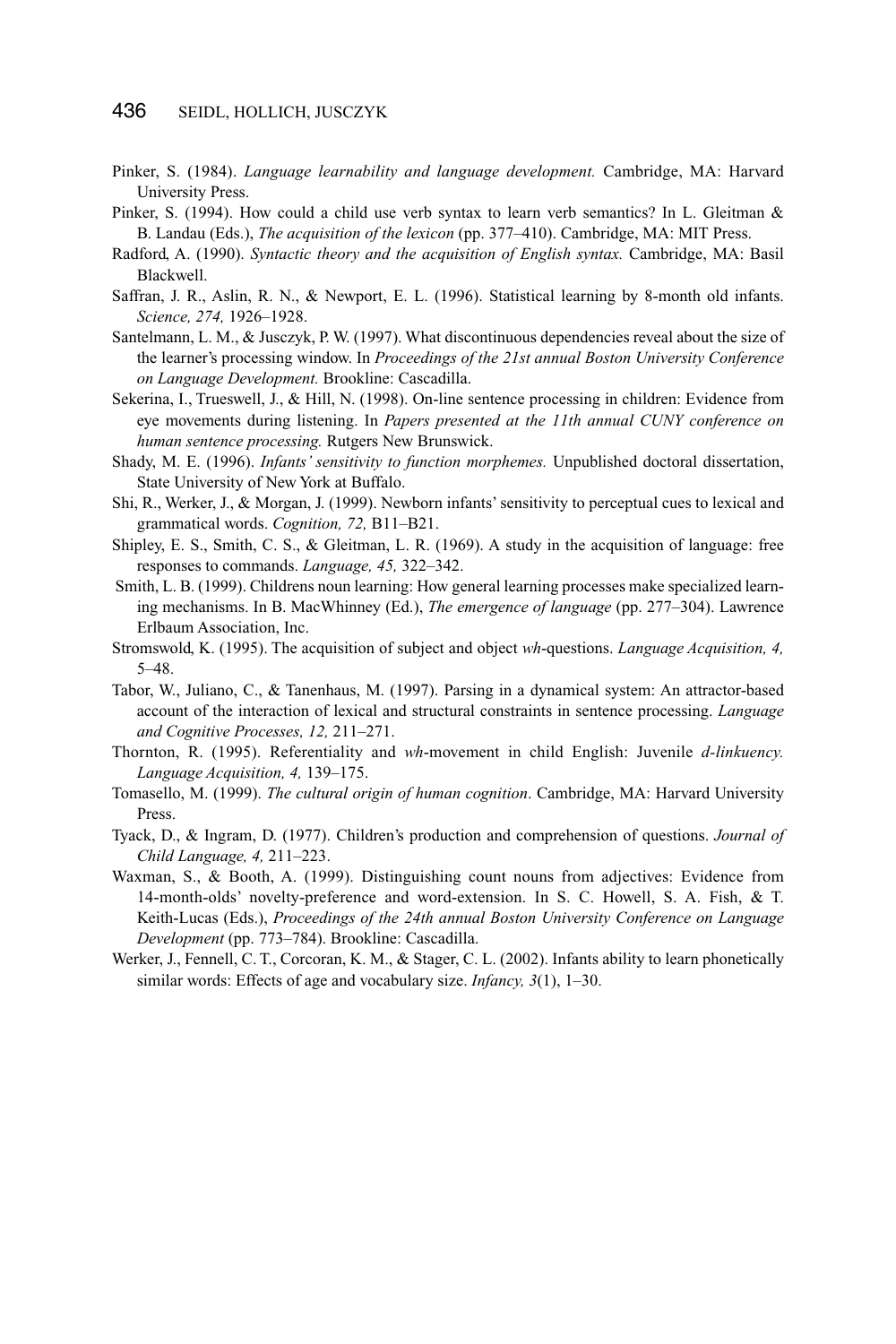Pinker, S. (1984). *Language learnability and language development.* Cambridge, MA: Harvard University Press.

Pinker, S. (1994). How could a child use verb syntax to learn verb semantics? In L. Gleitman & B. Landau (Eds.), *The acquisition of the lexicon* (pp. 377–410). Cambridge, MA: MIT Press.

Radford, A. (1990). *Syntactic theory and the acquisition of English syntax.* Cambridge, MA: Basil Blackwell.

Saffran, J. R., Aslin, R. N., & Newport, E. L. (1996). Statistical learning by 8-month old infants. *Science, 274,* 1926–1928.

Santelmann, L. M., & Jusczyk, P. W. (1997). What discontinuous dependencies reveal about the size of the learner's processing window. In *Proceedings of the 21st annual Boston University Conference on Language Development.* Brookline: Cascadilla.

Sekerina, I., Trueswell, J., & Hill, N. (1998). On-line sentence processing in children: Evidence from eye movements during listening. In *Papers presented at the 11th annual CUNY conference on human sentence processing.* Rutgers New Brunswick.

Shady, M. E. (1996). *Infants' sensitivity to function morphemes.* Unpublished doctoral dissertation, State University of New York at Buffalo.

Shi, R., Werker, J., & Morgan, J. (1999). Newborn infants' sensitivity to perceptual cues to lexical and grammatical words. *Cognition, 72,* B11–B21.

Shipley, E. S., Smith, C. S., & Gleitman, L. R. (1969). A study in the acquisition of language: free responses to commands. *Language, 45,* 322–342.

Smith, L. B. (1999). Childrens noun learning: How general learning processes make specialized learning mechanisms. In B. MacWhinney (Ed.), *The emergence of language* (pp. 277–304). Lawrence Erlbaum Association, Inc.

Stromswold, K. (1995). The acquisition of subject and object *wh*-questions. *Language Acquisition, 4,* 5–48.

Tabor, W., Juliano, C., & Tanenhaus, M. (1997). Parsing in a dynamical system: An attractor-based account of the interaction of lexical and structural constraints in sentence processing. *Language and Cognitive Processes, 12,* 211–271.

Thornton, R. (1995). Referentiality and *wh*-movement in child English: Juvenile *d-linkuency. Language Acquisition, 4,* 139–175.

Tomasello, M. (1999). *The cultural origin of human cognition*. Cambridge, MA: Harvard University Press.

Tyack, D., & Ingram, D. (1977). Children's production and comprehension of questions. *Journal of Child Language, 4,* 211–223.

Waxman, S., & Booth, A. (1999). Distinguishing count nouns from adjectives: Evidence from 14-month-olds' novelty-preference and word-extension. In S. C. Howell, S. A. Fish, & T. Keith-Lucas (Eds.), *Proceedings of the 24th annual Boston University Conference on Language Development* (pp. 773–784). Brookline: Cascadilla.

Werker, J., Fennell, C. T., Corcoran, K. M., & Stager, C. L. (2002). Infants ability to learn phonetically similar words: Effects of age and vocabulary size. *Infancy, 3*(1), 1–30.